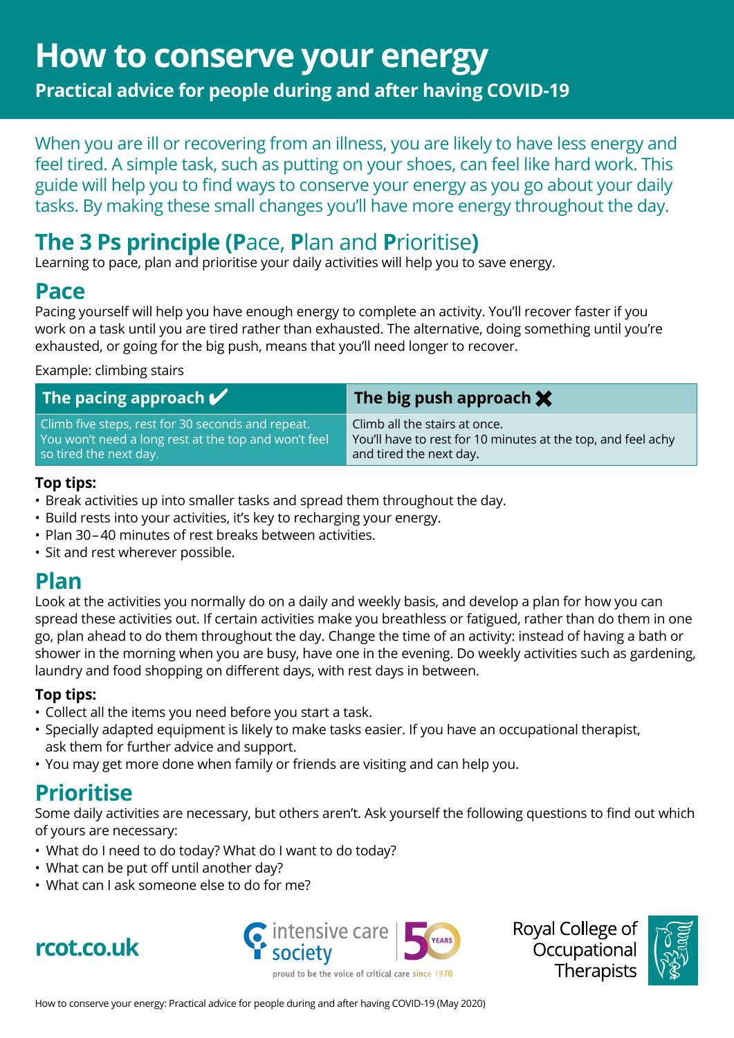# How to conserve your energy

**Practical advice for people during and after having COVID-19**

When you are ill or recovering from an illness, you are likely to have less energy and feel tired. A simple task, such as putting on your shoes, can feel like hard work. This guide will help you to find ways to conserve your energy as you go about your daily tasks. By making these small changes you'll have more energy throughout the day.

## The 3 Ps principle (Pace, Plan and Prioritise)

Learning to pace, plan and prioritise your daily activities will help you to save energy.

## Pace

Pacing yourself will help you have enough energy to complete an activity. You'll recover faster if you work on a task until you are tired rather than exhausted. The alternative, doing something until you're exhausted, or going for the big push, means that you'll need longer to recover.

Example: climbing stairs

| The pacing approach ✔ | The big push approach ✖ |
| --- | --- |
| Climb five steps, rest for 30 seconds and repeat. You won't need a long rest at the top and won't feel so tired the next day. | Climb all the stairs at once. You'll have to rest for 10 minutes at the top, and feel achy and tired the next day. |

**Top tips:**

- Break activities up into smaller tasks and spread them throughout the day.
- Build rests into your activities, it's key to recharging your energy.
- Plan 30–40 minutes of rest breaks between activities.
- Sit and rest wherever possible.

## Plan

Look at the activities you normally do on a daily and weekly basis, and develop a plan for how you can spread these activities out. If certain activities make you breathless or fatigued, rather than do them in one go, plan ahead to do them throughout the day. Change the time of an activity: instead of having a bath or shower in the morning when you are busy, have one in the evening. Do weekly activities such as gardening, laundry and food shopping on different days, with rest days in between.

**Top tips:**

- Collect all the items you need before you start a task.
- Specially adapted equipment is likely to make tasks easier. If you have an occupational therapist, ask them for further advice and support.
- You may get more done when family or friends are visiting and can help you.

## Prioritise

Some daily activities are necessary, but others aren't. Ask yourself the following questions to find out which of yours are necessary:

- What do I need to do today? What do I want to do today?
- What can be put off until another day?
- What can I ask someone else to do for me?

rcot.co.uk

intensive care society – proud to be the voice of critical care since 1970

Royal College of Occupational Therapists

How to conserve your energy: Practical advice for people during and after having COVID-19 (May 2020)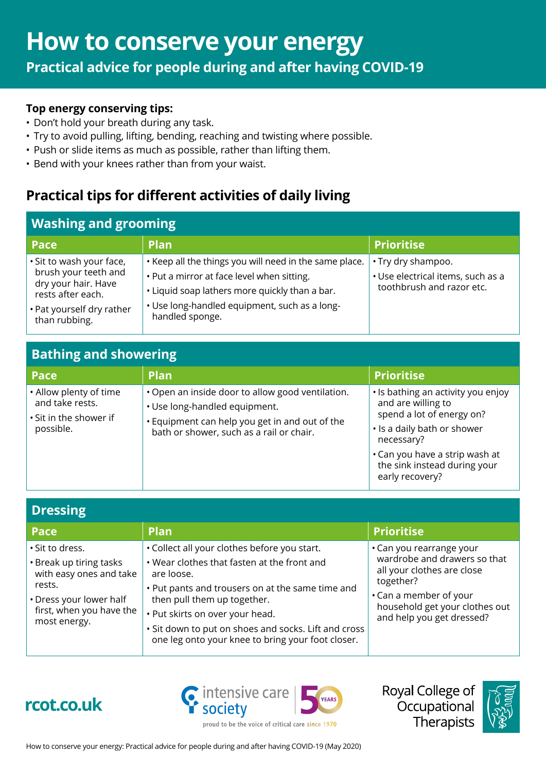# How to conserve your energy

## Practical advice for people during and after having COVID-19

**Top energy conserving tips:**

- Don't hold your breath during any task.
- Try to avoid pulling, lifting, bending, reaching and twisting where possible.
- Push or slide items as much as possible, rather than lifting them.
- Bend with your knees rather than from your waist.

## Practical tips for different activities of daily living

### Washing and grooming

| Pace | Plan | Prioritise |
|---|---|---|
| • Sit to wash your face, brush your teeth and dry your hair. Have rests after each.<br>• Pat yourself dry rather than rubbing. | • Keep all the things you will need in the same place.<br>• Put a mirror at face level when sitting.<br>• Liquid soap lathers more quickly than a bar.<br>• Use long-handled equipment, such as a long-handled sponge. | • Try dry shampoo.<br>• Use electrical items, such as a toothbrush and razor etc. |

### Bathing and showering

| Pace | Plan | Prioritise |
|---|---|---|
| • Allow plenty of time and take rests.<br>• Sit in the shower if possible. | • Open an inside door to allow good ventilation.<br>• Use long-handled equipment.<br>• Equipment can help you get in and out of the bath or shower, such as a rail or chair. | • Is bathing an activity you enjoy and are willing to spend a lot of energy on?<br>• Is a daily bath or shower necessary?<br>• Can you have a strip wash at the sink instead during your early recovery? |

### Dressing

| Pace | Plan | Prioritise |
|---|---|---|
| • Sit to dress.<br>• Break up tiring tasks with easy ones and take rests.<br>• Dress your lower half first, when you have the most energy. | • Collect all your clothes before you start.<br>• Wear clothes that fasten at the front and are loose.<br>• Put pants and trousers on at the same time and then pull them up together.<br>• Put skirts on over your head.<br>• Sit down to put on shoes and socks. Lift and cross one leg onto your knee to bring your foot closer. | • Can you rearrange your wardrobe and drawers so that all your clothes are close together?<br>• Can a member of your household get your clothes out and help you get dressed? |

rcot.co.uk

intensive care society — proud to be the voice of critical care since 1970 — 50 YEARS

Royal College of Occupational Therapists

How to conserve your energy: Practical advice for people during and after having COVID-19 (May 2020)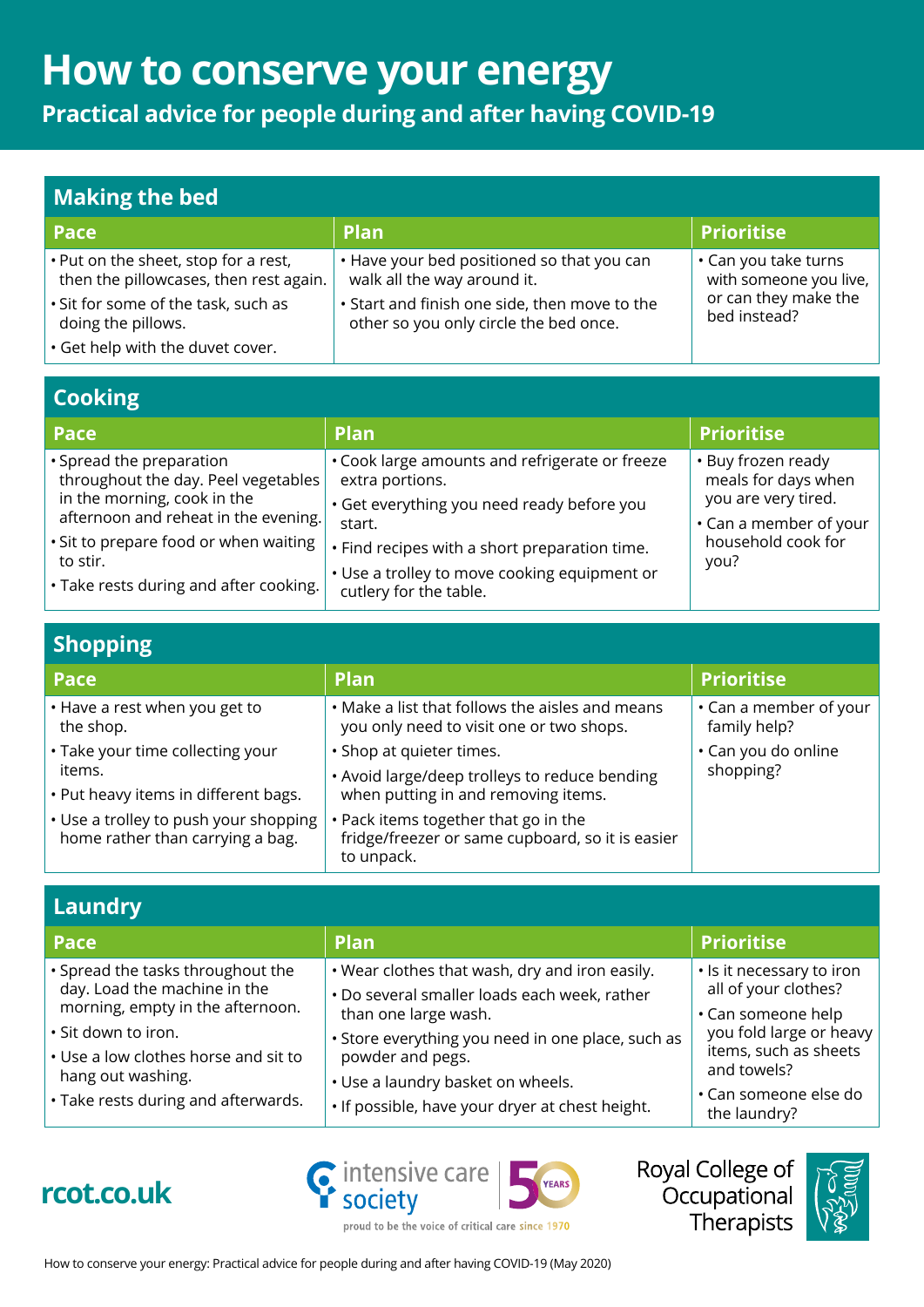# How to conserve your energy

## Practical advice for people during and after having COVID-19

### Making the bed

| Pace | Plan | Prioritise |
|---|---|---|
| • Put on the sheet, stop for a rest, then the pillowcases, then rest again.<br>• Sit for some of the task, such as doing the pillows.<br>• Get help with the duvet cover. | • Have your bed positioned so that you can walk all the way around it.<br>• Start and finish one side, then move to the other so you only circle the bed once. | • Can you take turns with someone you live, or can they make the bed instead? |

### Cooking

| Pace | Plan | Prioritise |
|---|---|---|
| • Spread the preparation throughout the day. Peel vegetables in the morning, cook in the afternoon and reheat in the evening.<br>• Sit to prepare food or when waiting to stir.<br>• Take rests during and after cooking. | • Cook large amounts and refrigerate or freeze extra portions.<br>• Get everything you need ready before you start.<br>• Find recipes with a short preparation time.<br>• Use a trolley to move cooking equipment or cutlery for the table. | • Buy frozen ready meals for days when you are very tired.<br>• Can a member of your household cook for you? |

### Shopping

| Pace | Plan | Prioritise |
|---|---|---|
| • Have a rest when you get to the shop.<br>• Take your time collecting your items.<br>• Put heavy items in different bags.<br>• Use a trolley to push your shopping home rather than carrying a bag. | • Make a list that follows the aisles and means you only need to visit one or two shops.<br>• Shop at quieter times.<br>• Avoid large/deep trolleys to reduce bending when putting in and removing items.<br>• Pack items together that go in the fridge/freezer or same cupboard, so it is easier to unpack. | • Can a member of your family help?<br>• Can you do online shopping? |

### Laundry

| Pace | Plan | Prioritise |
|---|---|---|
| • Spread the tasks throughout the day. Load the machine in the morning, empty in the afternoon.<br>• Sit down to iron.<br>• Use a low clothes horse and sit to hang out washing.<br>• Take rests during and afterwards. | • Wear clothes that wash, dry and iron easily.<br>• Do several smaller loads each week, rather than one large wash.<br>• Store everything you need in one place, such as powder and pegs.<br>• Use a laundry basket on wheels.<br>• If possible, have your dryer at chest height. | • Is it necessary to iron all of your clothes?<br>• Can someone help you fold large or heavy items, such as sheets and towels?<br>• Can someone else do the laundry? |

rcot.co.uk

intensive care society — 50 YEARS — proud to be the voice of critical care since 1970

Royal College of Occupational Therapists

How to conserve your energy: Practical advice for people during and after having COVID-19 (May 2020)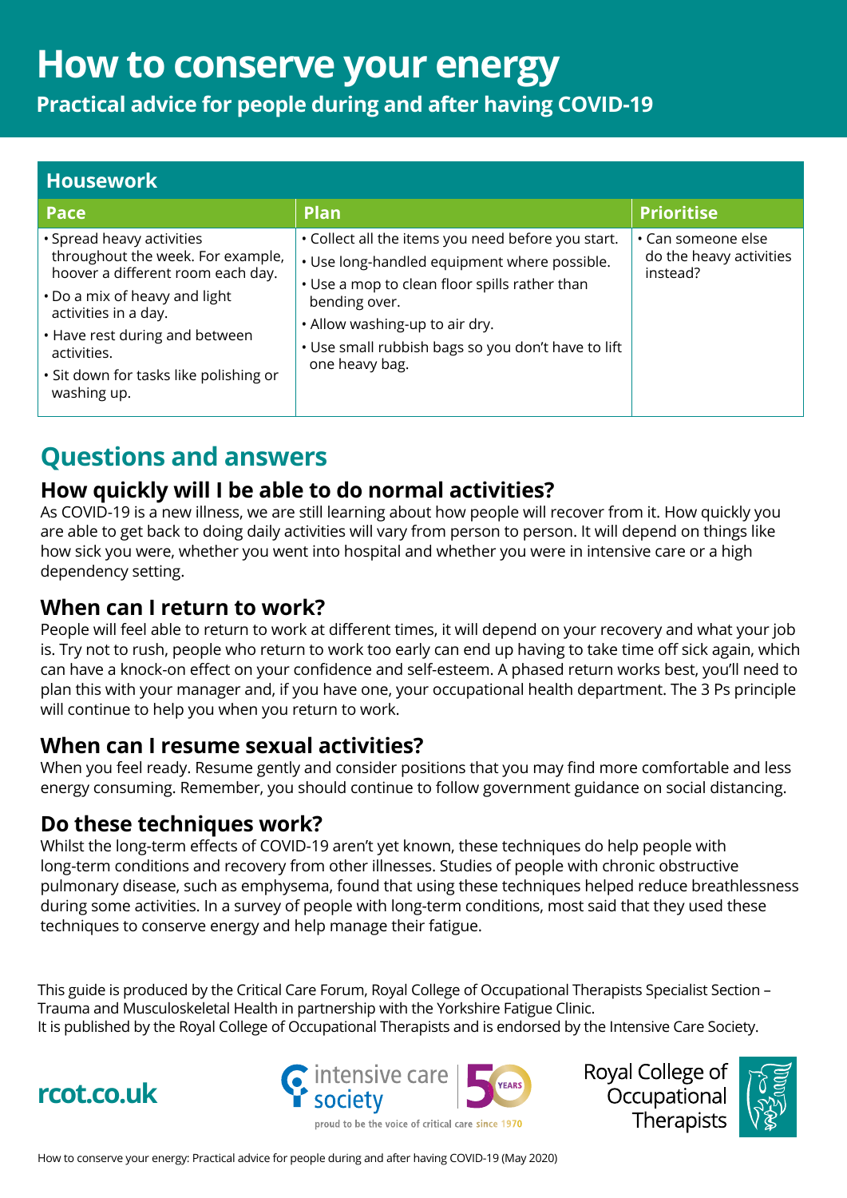# How to conserve your energy

**Practical advice for people during and after having COVID-19**

## Housework

| Pace | Plan | Prioritise |
|---|---|---|
| • Spread heavy activities throughout the week. For example, hoover a different room each day.<br>• Do a mix of heavy and light activities in a day.<br>• Have rest during and between activities.<br>• Sit down for tasks like polishing or washing up. | • Collect all the items you need before you start.<br>• Use long-handled equipment where possible.<br>• Use a mop to clean floor spills rather than bending over.<br>• Allow washing-up to air dry.<br>• Use small rubbish bags so you don't have to lift one heavy bag. | • Can someone else do the heavy activities instead? |

## Questions and answers

### How quickly will I be able to do normal activities?

As COVID-19 is a new illness, we are still learning about how people will recover from it. How quickly you are able to get back to doing daily activities will vary from person to person. It will depend on things like how sick you were, whether you went into hospital and whether you were in intensive care or a high dependency setting.

### When can I return to work?

People will feel able to return to work at different times, it will depend on your recovery and what your job is. Try not to rush, people who return to work too early can end up having to take time off sick again, which can have a knock-on effect on your confidence and self-esteem. A phased return works best, you'll need to plan this with your manager and, if you have one, your occupational health department. The 3 Ps principle will continue to help you when you return to work.

### When can I resume sexual activities?

When you feel ready. Resume gently and consider positions that you may find more comfortable and less energy consuming. Remember, you should continue to follow government guidance on social distancing.

### Do these techniques work?

Whilst the long-term effects of COVID-19 aren't yet known, these techniques do help people with long-term conditions and recovery from other illnesses. Studies of people with chronic obstructive pulmonary disease, such as emphysema, found that using these techniques helped reduce breathlessness during some activities. In a survey of people with long-term conditions, most said that they used these techniques to conserve energy and help manage their fatigue.

This guide is produced by the Critical Care Forum, Royal College of Occupational Therapists Specialist Section – Trauma and Musculoskeletal Health in partnership with the Yorkshire Fatigue Clinic.
It is published by the Royal College of Occupational Therapists and is endorsed by the Intensive Care Society.

**rcot.co.uk**

intensive care society — 50 YEARS — proud to be the voice of critical care since 1970

Royal College of Occupational Therapists

How to conserve your energy: Practical advice for people during and after having COVID-19 (May 2020)